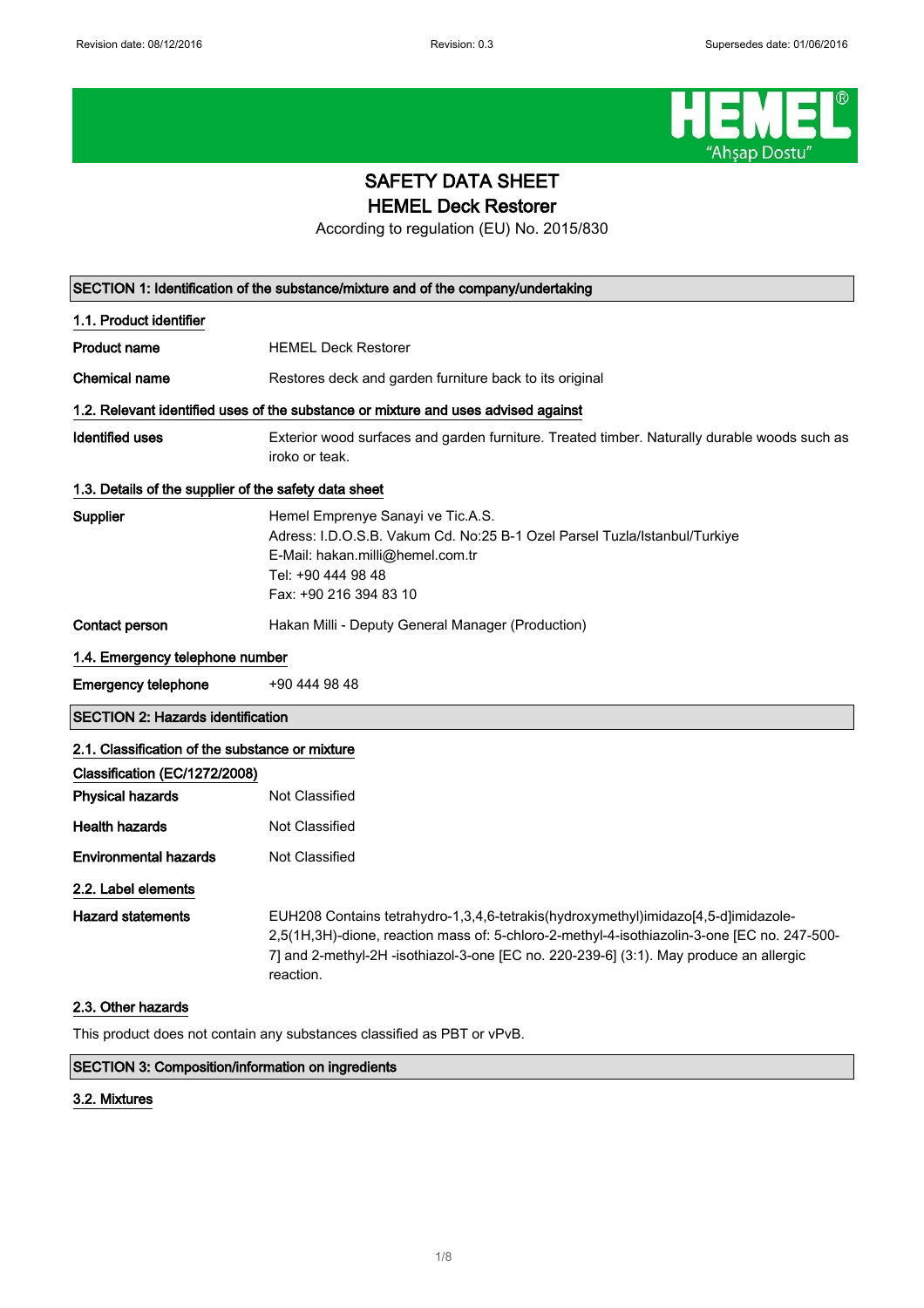Revision date: 08/12/2016 | Revision: 0.3 | Supersedes date: 01/06/2016

# SAFETY DATA SHEET
## HEMEL Deck Restorer

According to regulation (EU) No. 2015/830

## SECTION 1: Identification of the substance/mixture and of the company/undertaking

### 1.1. Product identifier

**Product name** HEMEL Deck Restorer

**Chemical name** Restores deck and garden furniture back to its original

### 1.2. Relevant identified uses of the substance or mixture and uses advised against

**Identified uses** Exterior wood surfaces and garden furniture. Treated timber. Naturally durable woods such as iroko or teak.

### 1.3. Details of the supplier of the safety data sheet

**Supplier** Hemel Emprenye Sanayi ve Tic.A.S.
Adress: I.D.O.S.B. Vakum Cd. No:25 B-1 Ozel Parsel Tuzla/Istanbul/Turkiye
E-Mail: hakan.milli@hemel.com.tr
Tel: +90 444 98 48
Fax: +90 216 394 83 10

**Contact person** Hakan Milli - Deputy General Manager (Production)

### 1.4. Emergency telephone number

**Emergency telephone** +90 444 98 48

## SECTION 2: Hazards identification

### 2.1. Classification of the substance or mixture

**Classification (EC/1272/2008)**

**Physical hazards** Not Classified

**Health hazards** Not Classified

**Environmental hazards** Not Classified

### 2.2. Label elements

**Hazard statements** EUH208 Contains tetrahydro-1,3,4,6-tetrakis(hydroxymethyl)imidazo[4,5-d]imidazole-2,5(1H,3H)-dione, reaction mass of: 5-chloro-2-methyl-4-isothiazolin-3-one [EC no. 247-500-7] and 2-methyl-2H -isothiazol-3-one [EC no. 220-239-6] (3:1). May produce an allergic reaction.

### 2.3. Other hazards

This product does not contain any substances classified as PBT or vPvB.

## SECTION 3: Composition/information on ingredients

### 3.2. Mixtures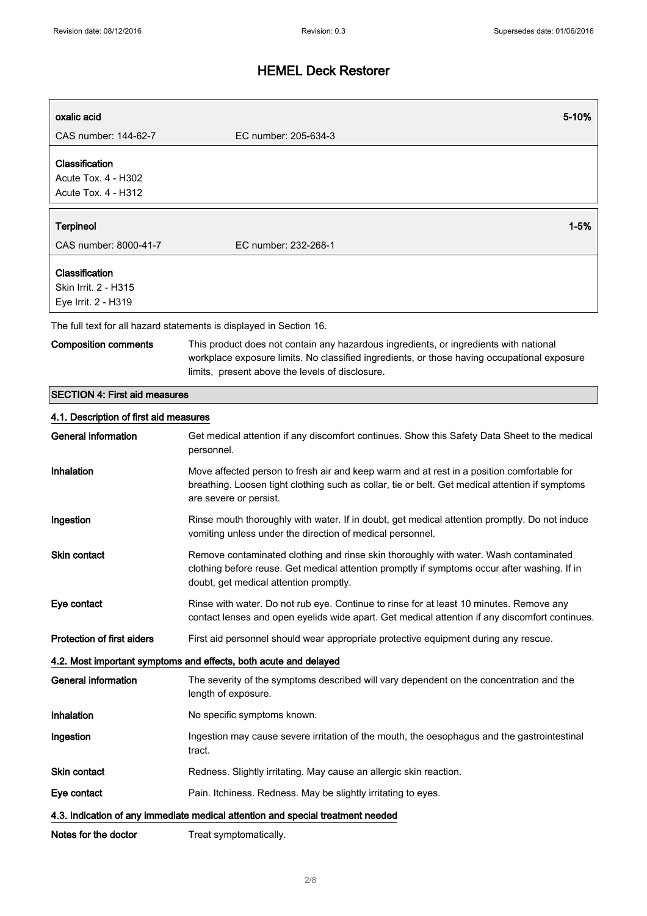# HEMEL Deck Restorer

| oxalic acid | | 5-10% |
|---|---|---|
| CAS number: 144-62-7 | EC number: 205-634-3 | |

**Classification**
Acute Tox. 4 - H302
Acute Tox. 4 - H312

| Terpineol | | 1-5% |
|---|---|---|
| CAS number: 8000-41-7 | EC number: 232-268-1 | |

**Classification**
Skin Irrit. 2 - H315
Eye Irrit. 2 - H319

The full text for all hazard statements is displayed in Section 16.

**Composition comments** This product does not contain any hazardous ingredients, or ingredients with national workplace exposure limits. No classified ingredients, or those having occupational exposure limits, present above the levels of disclosure.

## SECTION 4: First aid measures

### 4.1. Description of first aid measures

**General information** Get medical attention if any discomfort continues. Show this Safety Data Sheet to the medical personnel.

**Inhalation** Move affected person to fresh air and keep warm and at rest in a position comfortable for breathing. Loosen tight clothing such as collar, tie or belt. Get medical attention if symptoms are severe or persist.

**Ingestion** Rinse mouth thoroughly with water. If in doubt, get medical attention promptly. Do not induce vomiting unless under the direction of medical personnel.

**Skin contact** Remove contaminated clothing and rinse skin thoroughly with water. Wash contaminated clothing before reuse. Get medical attention promptly if symptoms occur after washing. If in doubt, get medical attention promptly.

**Eye contact** Rinse with water. Do not rub eye. Continue to rinse for at least 10 minutes. Remove any contact lenses and open eyelids wide apart. Get medical attention if any discomfort continues.

**Protection of first aiders** First aid personnel should wear appropriate protective equipment during any rescue.

### 4.2. Most important symptoms and effects, both acute and delayed

**General information** The severity of the symptoms described will vary dependent on the concentration and the length of exposure.

**Inhalation** No specific symptoms known.

**Ingestion** Ingestion may cause severe irritation of the mouth, the oesophagus and the gastrointestinal tract.

**Skin contact** Redness. Slightly irritating. May cause an allergic skin reaction.

**Eye contact** Pain. Itchiness. Redness. May be slightly irritating to eyes.

### 4.3. Indication of any immediate medical attention and special treatment needed

**Notes for the doctor** Treat symptomatically.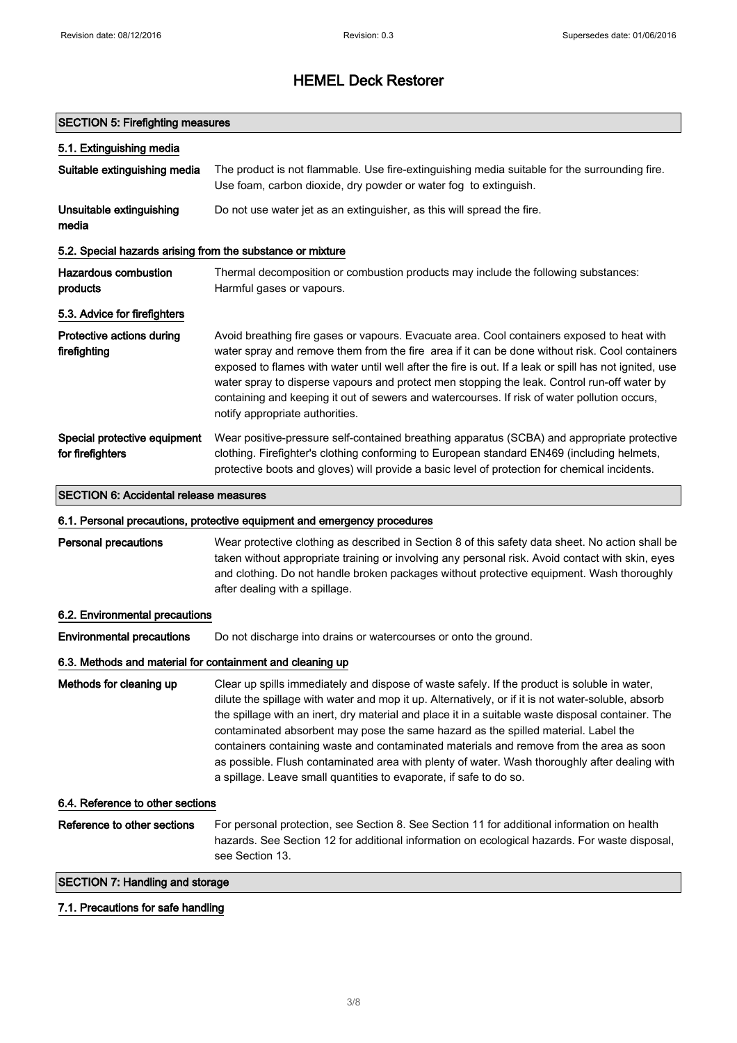# HEMEL Deck Restorer

## SECTION 5: Firefighting measures

### 5.1. Extinguishing media

**Suitable extinguishing media** The product is not flammable. Use fire-extinguishing media suitable for the surrounding fire. Use foam, carbon dioxide, dry powder or water fog to extinguish.

**Unsuitable extinguishing media** Do not use water jet as an extinguisher, as this will spread the fire.

### 5.2. Special hazards arising from the substance or mixture

**Hazardous combustion products** Thermal decomposition or combustion products may include the following substances: Harmful gases or vapours.

### 5.3. Advice for firefighters

**Protective actions during firefighting** Avoid breathing fire gases or vapours. Evacuate area. Cool containers exposed to heat with water spray and remove them from the fire area if it can be done without risk. Cool containers exposed to flames with water until well after the fire is out. If a leak or spill has not ignited, use water spray to disperse vapours and protect men stopping the leak. Control run-off water by containing and keeping it out of sewers and watercourses. If risk of water pollution occurs, notify appropriate authorities.

**Special protective equipment for firefighters** Wear positive-pressure self-contained breathing apparatus (SCBA) and appropriate protective clothing. Firefighter's clothing conforming to European standard EN469 (including helmets, protective boots and gloves) will provide a basic level of protection for chemical incidents.

## SECTION 6: Accidental release measures

### 6.1. Personal precautions, protective equipment and emergency procedures

**Personal precautions** Wear protective clothing as described in Section 8 of this safety data sheet. No action shall be taken without appropriate training or involving any personal risk. Avoid contact with skin, eyes and clothing. Do not handle broken packages without protective equipment. Wash thoroughly after dealing with a spillage.

### 6.2. Environmental precautions

**Environmental precautions** Do not discharge into drains or watercourses or onto the ground.

### 6.3. Methods and material for containment and cleaning up

**Methods for cleaning up** Clear up spills immediately and dispose of waste safely. If the product is soluble in water, dilute the spillage with water and mop it up. Alternatively, or if it is not water-soluble, absorb the spillage with an inert, dry material and place it in a suitable waste disposal container. The contaminated absorbent may pose the same hazard as the spilled material. Label the containers containing waste and contaminated materials and remove from the area as soon as possible. Flush contaminated area with plenty of water. Wash thoroughly after dealing with a spillage. Leave small quantities to evaporate, if safe to do so.

### 6.4. Reference to other sections

**Reference to other sections** For personal protection, see Section 8. See Section 11 for additional information on health hazards. See Section 12 for additional information on ecological hazards. For waste disposal, see Section 13.

## SECTION 7: Handling and storage

### 7.1. Precautions for safe handling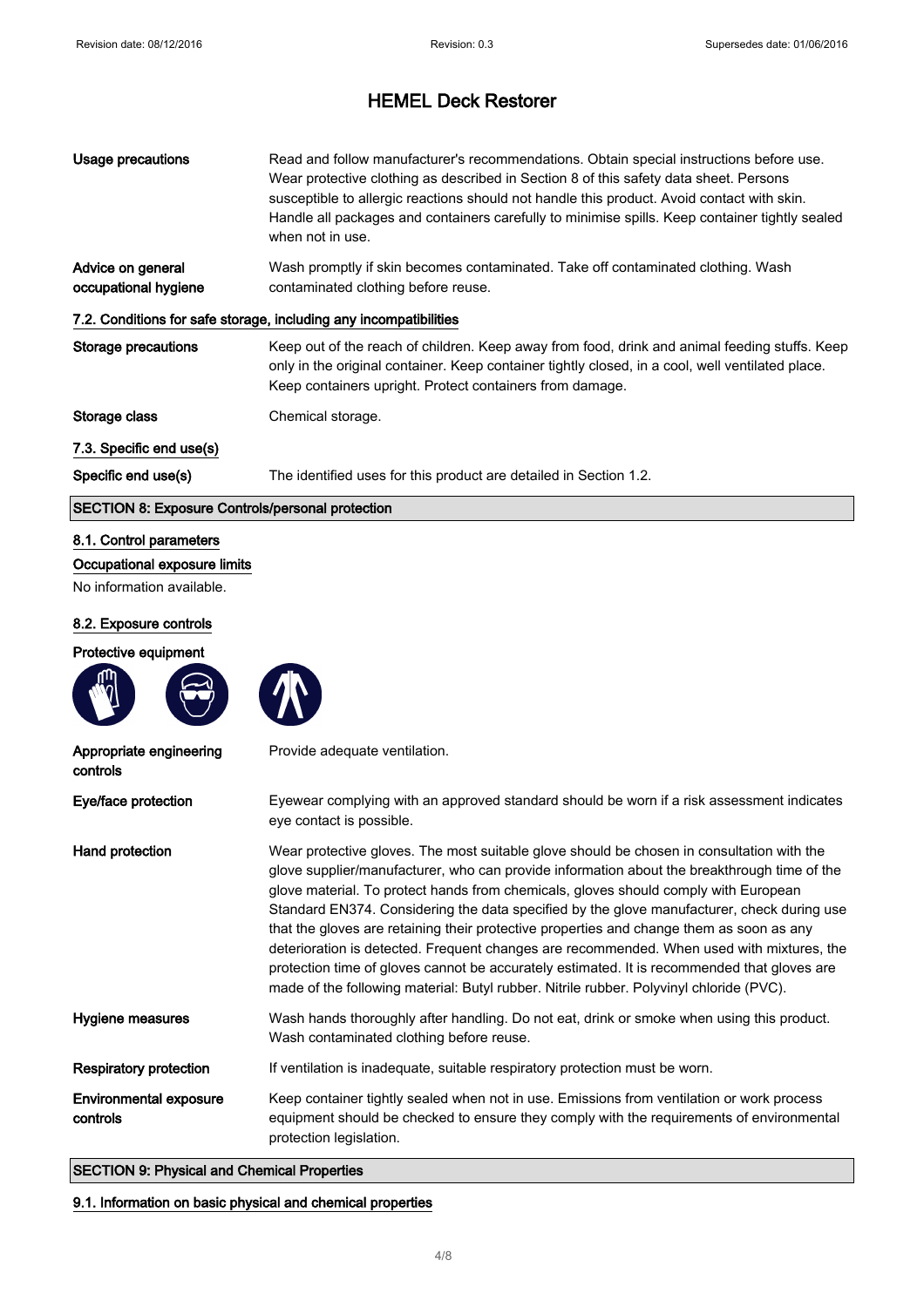# HEMEL Deck Restorer

| | |
|---|---|
| **Usage precautions** | Read and follow manufacturer's recommendations. Obtain special instructions before use. Wear protective clothing as described in Section 8 of this safety data sheet. Persons susceptible to allergic reactions should not handle this product. Avoid contact with skin. Handle all packages and containers carefully to minimise spills. Keep container tightly sealed when not in use. |
| **Advice on general occupational hygiene** | Wash promptly if skin becomes contaminated. Take off contaminated clothing. Wash contaminated clothing before reuse. |

### 7.2. Conditions for safe storage, including any incompatibilities

| | |
|---|---|
| **Storage precautions** | Keep out of the reach of children. Keep away from food, drink and animal feeding stuffs. Keep only in the original container. Keep container tightly closed, in a cool, well ventilated place. Keep containers upright. Protect containers from damage. |
| **Storage class** | Chemical storage. |

### 7.3. Specific end use(s)

| | |
|---|---|
| **Specific end use(s)** | The identified uses for this product are detailed in Section 1.2. |

## SECTION 8: Exposure Controls/personal protection

### 8.1. Control parameters

**Occupational exposure limits**

No information available.

### 8.2. Exposure controls

**Protective equipment**

| | |
|---|---|
| **Appropriate engineering controls** | Provide adequate ventilation. |
| **Eye/face protection** | Eyewear complying with an approved standard should be worn if a risk assessment indicates eye contact is possible. |
| **Hand protection** | Wear protective gloves. The most suitable glove should be chosen in consultation with the glove supplier/manufacturer, who can provide information about the breakthrough time of the glove material. To protect hands from chemicals, gloves should comply with European Standard EN374. Considering the data specified by the glove manufacturer, check during use that the gloves are retaining their protective properties and change them as soon as any deterioration is detected. Frequent changes are recommended. When used with mixtures, the protection time of gloves cannot be accurately estimated. It is recommended that gloves are made of the following material: Butyl rubber. Nitrile rubber. Polyvinyl chloride (PVC). |
| **Hygiene measures** | Wash hands thoroughly after handling. Do not eat, drink or smoke when using this product. Wash contaminated clothing before reuse. |
| **Respiratory protection** | If ventilation is inadequate, suitable respiratory protection must be worn. |
| **Environmental exposure controls** | Keep container tightly sealed when not in use. Emissions from ventilation or work process equipment should be checked to ensure they comply with the requirements of environmental protection legislation. |

## SECTION 9: Physical and Chemical Properties

### 9.1. Information on basic physical and chemical properties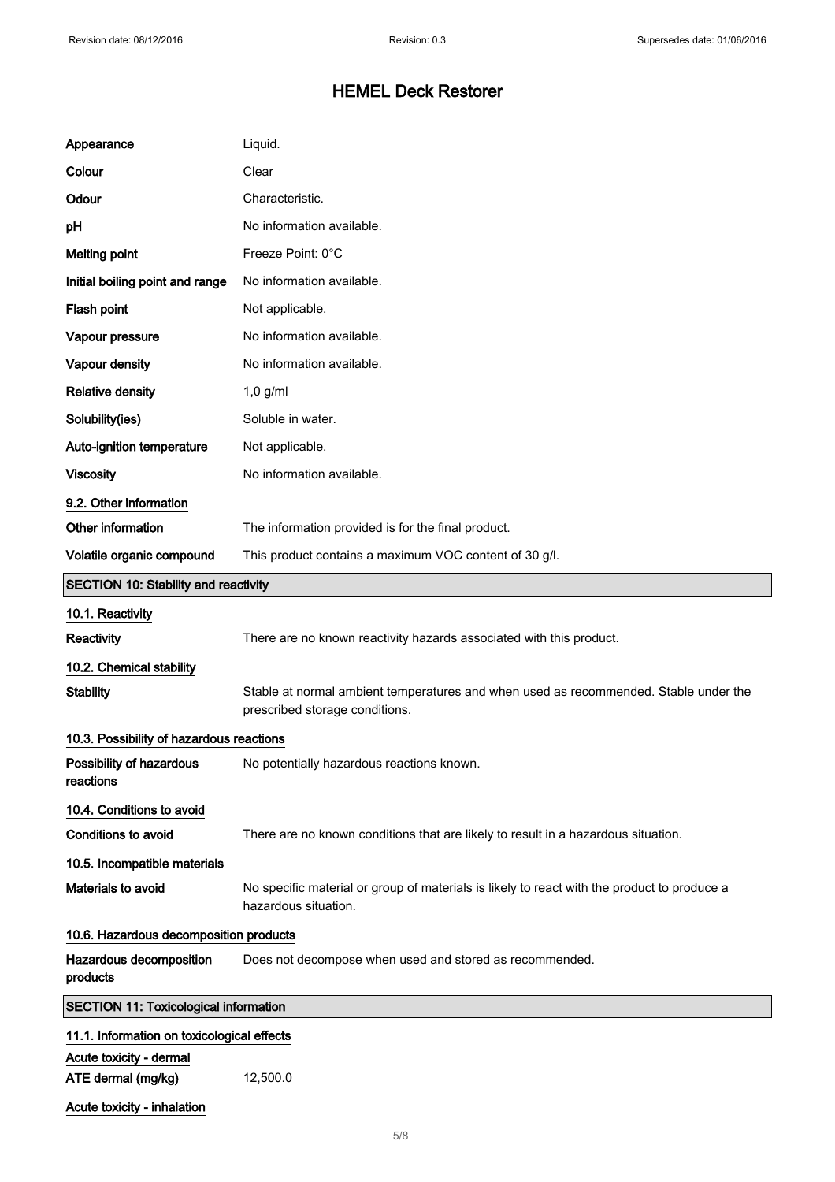# HEMEL Deck Restorer

| | |
|---|---|
| **Appearance** | Liquid. |
| **Colour** | Clear |
| **Odour** | Characteristic. |
| **pH** | No information available. |
| **Melting point** | Freeze Point: 0°C |
| **Initial boiling point and range** | No information available. |
| **Flash point** | Not applicable. |
| **Vapour pressure** | No information available. |
| **Vapour density** | No information available. |
| **Relative density** | 1,0 g/ml |
| **Solubility(ies)** | Soluble in water. |
| **Auto-ignition temperature** | Not applicable. |
| **Viscosity** | No information available. |

### 9.2. Other information

| | |
|---|---|
| **Other information** | The information provided is for the final product. |
| **Volatile organic compound** | This product contains a maximum VOC content of 30 g/l. |

## SECTION 10: Stability and reactivity

### 10.1. Reactivity

**Reactivity** There are no known reactivity hazards associated with this product.

### 10.2. Chemical stability

**Stability** Stable at normal ambient temperatures and when used as recommended. Stable under the prescribed storage conditions.

### 10.3. Possibility of hazardous reactions

**Possibility of hazardous reactions** No potentially hazardous reactions known.

### 10.4. Conditions to avoid

**Conditions to avoid** There are no known conditions that are likely to result in a hazardous situation.

### 10.5. Incompatible materials

**Materials to avoid** No specific material or group of materials is likely to react with the product to produce a hazardous situation.

### 10.6. Hazardous decomposition products

**Hazardous decomposition products** Does not decompose when used and stored as recommended.

## SECTION 11: Toxicological information

### 11.1. Information on toxicological effects

**Acute toxicity - dermal**

**ATE dermal (mg/kg)** 12,500.0

**Acute toxicity - inhalation**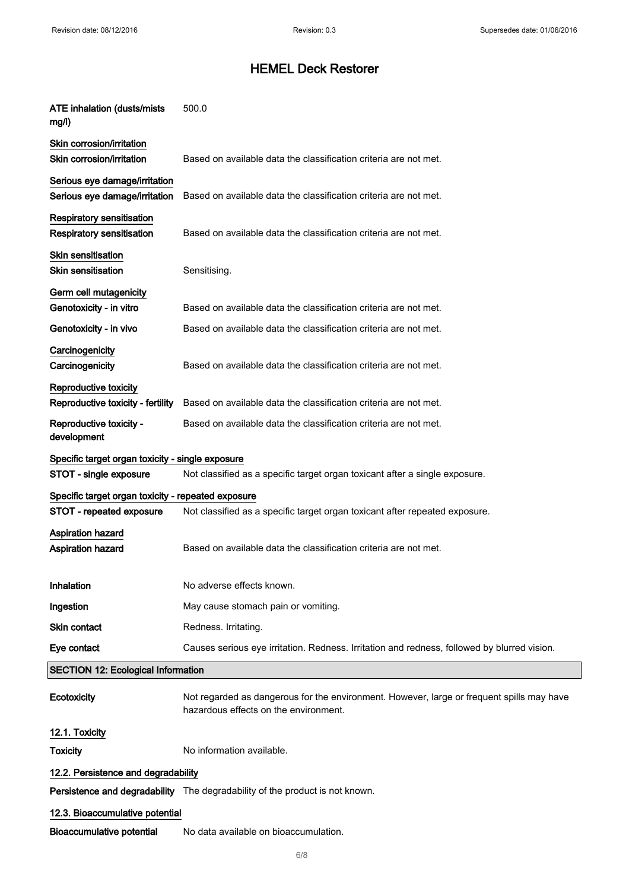**ATE inhalation (dusts/mists mg/l)** 500.0

**Skin corrosion/irritation**

**Skin corrosion/irritation** Based on available data the classification criteria are not met.

**Serious eye damage/irritation**

**Serious eye damage/irritation** Based on available data the classification criteria are not met.

**Respiratory sensitisation**

**Respiratory sensitisation** Based on available data the classification criteria are not met.

**Skin sensitisation**

**Skin sensitisation** Sensitising.

**Germ cell mutagenicity**

**Genotoxicity - in vitro** Based on available data the classification criteria are not met.

**Genotoxicity - in vivo** Based on available data the classification criteria are not met.

**Carcinogenicity**

**Carcinogenicity** Based on available data the classification criteria are not met.

**Reproductive toxicity**

**Reproductive toxicity - fertility** Based on available data the classification criteria are not met.

**Reproductive toxicity - development** Based on available data the classification criteria are not met.

**Specific target organ toxicity - single exposure**

**STOT - single exposure** Not classified as a specific target organ toxicant after a single exposure.

**Specific target organ toxicity - repeated exposure**

**STOT - repeated exposure** Not classified as a specific target organ toxicant after repeated exposure.

**Aspiration hazard**

**Aspiration hazard** Based on available data the classification criteria are not met.

**Inhalation** No adverse effects known.

**Ingestion** May cause stomach pain or vomiting.

**Skin contact** Redness. Irritating.

**Eye contact** Causes serious eye irritation. Redness. Irritation and redness, followed by blurred vision.

## SECTION 12: Ecological Information

**Ecotoxicity** Not regarded as dangerous for the environment. However, large or frequent spills may have hazardous effects on the environment.

### 12.1. Toxicity

**Toxicity** No information available.

### 12.2. Persistence and degradability

**Persistence and degradability** The degradability of the product is not known.

### 12.3. Bioaccumulative potential

**Bioaccumulative potential** No data available on bioaccumulation.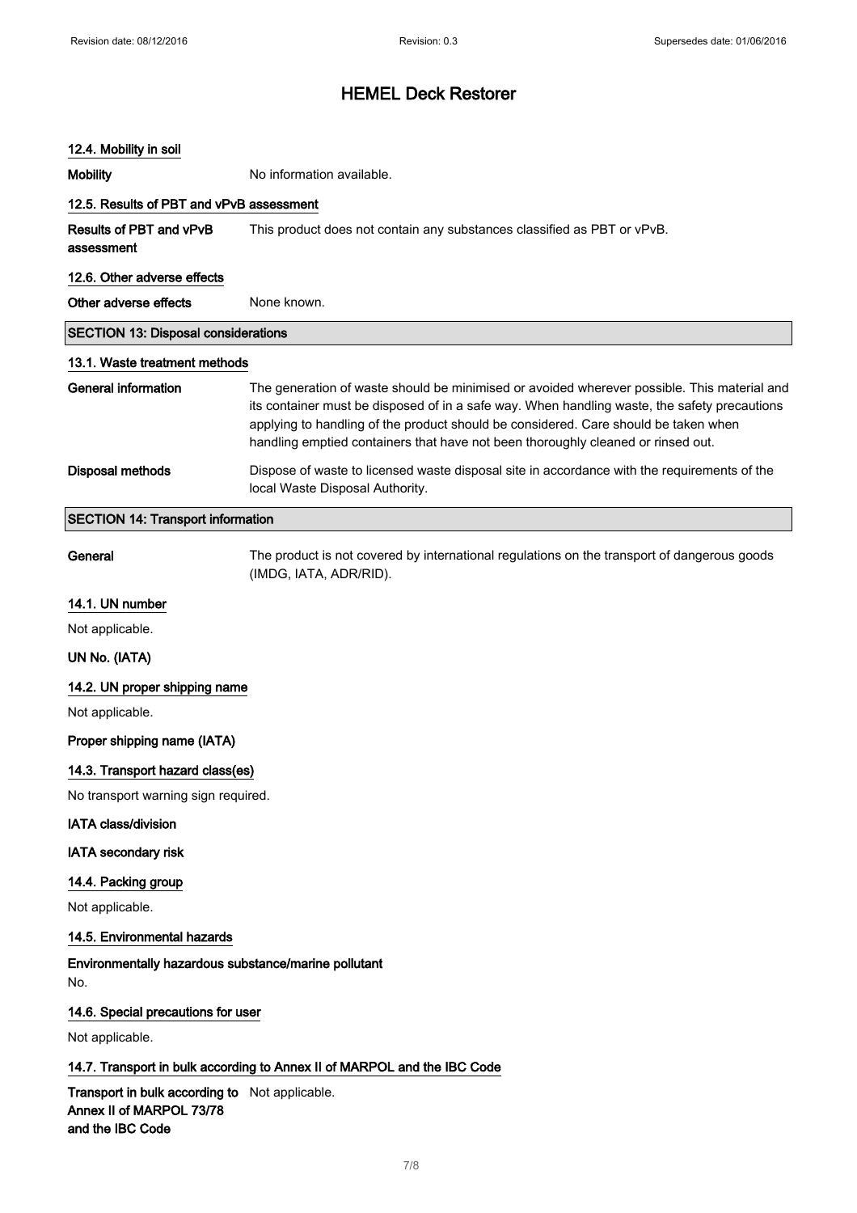#### 12.4. Mobility in soil

**Mobility** No information available.

#### 12.5. Results of PBT and vPvB assessment

**Results of PBT and vPvB assessment** This product does not contain any substances classified as PBT or vPvB.

#### 12.6. Other adverse effects

**Other adverse effects** None known.

## SECTION 13: Disposal considerations

#### 13.1. Waste treatment methods

**General information** The generation of waste should be minimised or avoided wherever possible. This material and its container must be disposed of in a safe way. When handling waste, the safety precautions applying to handling of the product should be considered. Care should be taken when handling emptied containers that have not been thoroughly cleaned or rinsed out.

**Disposal methods** Dispose of waste to licensed waste disposal site in accordance with the requirements of the local Waste Disposal Authority.

## SECTION 14: Transport information

**General** The product is not covered by international regulations on the transport of dangerous goods (IMDG, IATA, ADR/RID).

#### 14.1. UN number

Not applicable.

**UN No. (IATA)**

#### 14.2. UN proper shipping name

Not applicable.

**Proper shipping name (IATA)**

#### 14.3. Transport hazard class(es)

No transport warning sign required.

**IATA class/division**

**IATA secondary risk**

#### 14.4. Packing group

Not applicable.

#### 14.5. Environmental hazards

**Environmentally hazardous substance/marine pollutant**

No.

#### 14.6. Special precautions for user

Not applicable.

#### 14.7. Transport in bulk according to Annex II of MARPOL and the IBC Code

**Transport in bulk according to Annex II of MARPOL 73/78 and the IBC Code** Not applicable.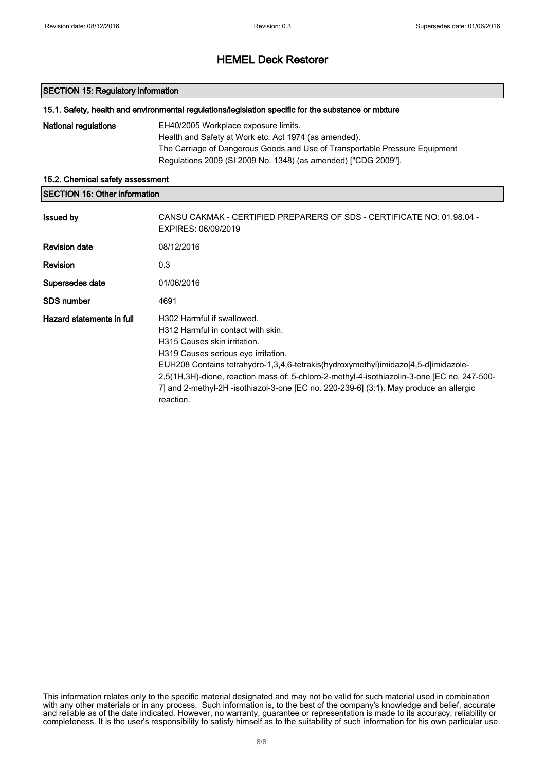# HEMEL Deck Restorer

## SECTION 15: Regulatory information

### 15.1. Safety, health and environmental regulations/legislation specific for the substance or mixture

| | |
|---|---|
| **National regulations** | EH40/2005 Workplace exposure limits.<br>Health and Safety at Work etc. Act 1974 (as amended).<br>The Carriage of Dangerous Goods and Use of Transportable Pressure Equipment Regulations 2009 (SI 2009 No. 1348) (as amended) ["CDG 2009"]. |

### 15.2. Chemical safety assessment

## SECTION 16: Other information

| | |
|---|---|
| **Issued by** | CANSU CAKMAK - CERTIFIED PREPARERS OF SDS - CERTIFICATE NO: 01.98.04 - EXPIRES: 06/09/2019 |
| **Revision date** | 08/12/2016 |
| **Revision** | 0.3 |
| **Supersedes date** | 01/06/2016 |
| **SDS number** | 4691 |
| **Hazard statements in full** | H302 Harmful if swallowed.<br>H312 Harmful in contact with skin.<br>H315 Causes skin irritation.<br>H319 Causes serious eye irritation.<br>EUH208 Contains tetrahydro-1,3,4,6-tetrakis(hydroxymethyl)imidazo[4,5-d]imidazole-2,5(1H,3H)-dione, reaction mass of: 5-chloro-2-methyl-4-isothiazolin-3-one [EC no. 247-500-7] and 2-methyl-2H -isothiazol-3-one [EC no. 220-239-6] (3:1). May produce an allergic reaction. |

This information relates only to the specific material designated and may not be valid for such material used in combination with any other materials or in any process. Such information is, to the best of the company's knowledge and belief, accurate and reliable as of the date indicated. However, no warranty, guarantee or representation is made to its accuracy, reliability or completeness. It is the user's responsibility to satisfy himself as to the suitability of such information for his own particular use.